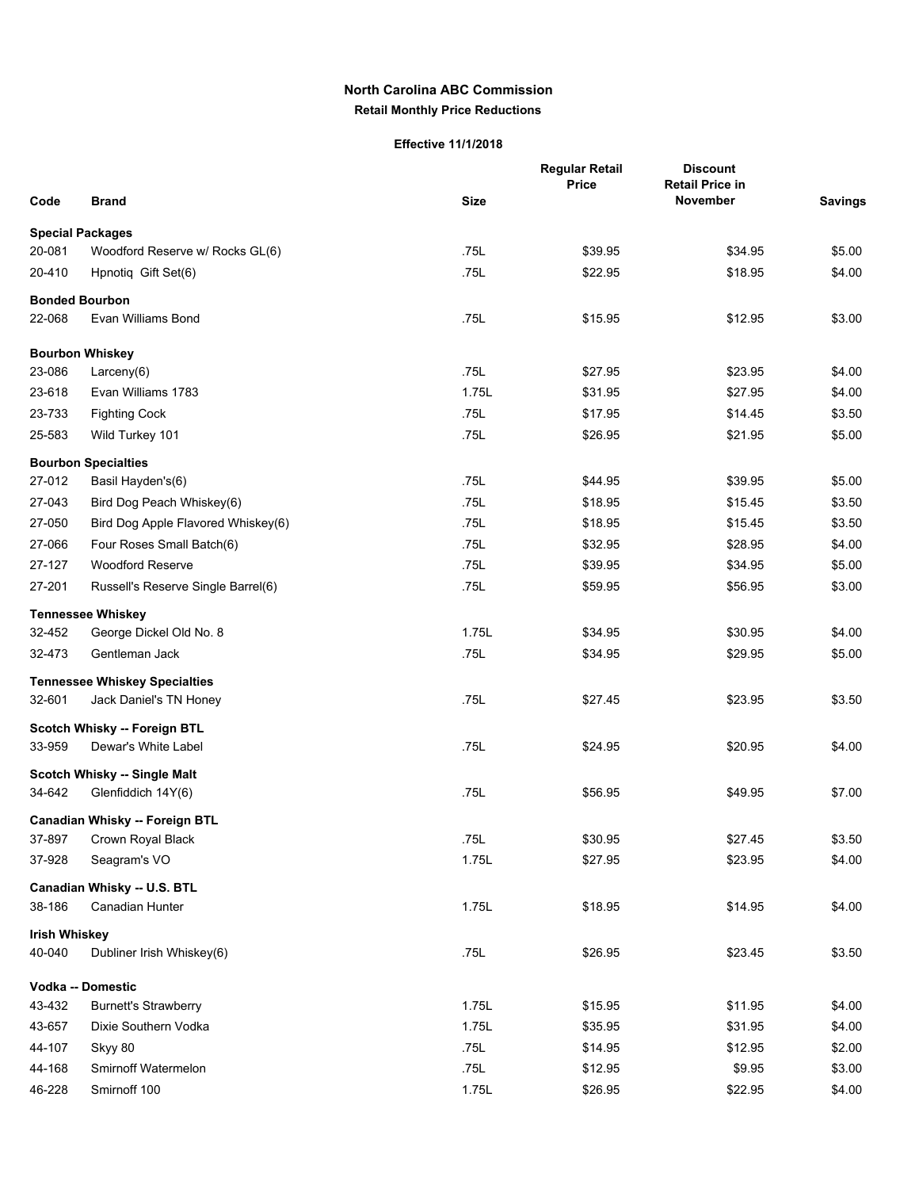## North Carolina ABC Commission

### Retail Monthly Price Reductions

**Effective 11/1/2018**

| Code | Brand | Size | Regular Retail Price | Discount Retail Price in November | Savings |
|---|---|---|---|---|---|
| **Special Packages** | | | | | |
| 20-081 | Woodford Reserve w/ Rocks GL(6) | .75L | $39.95 | $34.95 | $5.00 |
| 20-410 | Hpnotiq Gift Set(6) | .75L | $22.95 | $18.95 | $4.00 |
| **Bonded Bourbon** | | | | | |
| 22-068 | Evan Williams Bond | .75L | $15.95 | $12.95 | $3.00 |
| **Bourbon Whiskey** | | | | | |
| 23-086 | Larceny(6) | .75L | $27.95 | $23.95 | $4.00 |
| 23-618 | Evan Williams 1783 | 1.75L | $31.95 | $27.95 | $4.00 |
| 23-733 | Fighting Cock | .75L | $17.95 | $14.45 | $3.50 |
| 25-583 | Wild Turkey 101 | .75L | $26.95 | $21.95 | $5.00 |
| **Bourbon Specialties** | | | | | |
| 27-012 | Basil Hayden's(6) | .75L | $44.95 | $39.95 | $5.00 |
| 27-043 | Bird Dog Peach Whiskey(6) | .75L | $18.95 | $15.45 | $3.50 |
| 27-050 | Bird Dog Apple Flavored Whiskey(6) | .75L | $18.95 | $15.45 | $3.50 |
| 27-066 | Four Roses Small Batch(6) | .75L | $32.95 | $28.95 | $4.00 |
| 27-127 | Woodford Reserve | .75L | $39.95 | $34.95 | $5.00 |
| 27-201 | Russell's Reserve Single Barrel(6) | .75L | $59.95 | $56.95 | $3.00 |
| **Tennessee Whiskey** | | | | | |
| 32-452 | George Dickel Old No. 8 | 1.75L | $34.95 | $30.95 | $4.00 |
| 32-473 | Gentleman Jack | .75L | $34.95 | $29.95 | $5.00 |
| **Tennessee Whiskey Specialties** | | | | | |
| 32-601 | Jack Daniel's TN Honey | .75L | $27.45 | $23.95 | $3.50 |
| **Scotch Whisky -- Foreign BTL** | | | | | |
| 33-959 | Dewar's White Label | .75L | $24.95 | $20.95 | $4.00 |
| **Scotch Whisky -- Single Malt** | | | | | |
| 34-642 | Glenfiddich 14Y(6) | .75L | $56.95 | $49.95 | $7.00 |
| **Canadian Whisky -- Foreign BTL** | | | | | |
| 37-897 | Crown Royal Black | .75L | $30.95 | $27.45 | $3.50 |
| 37-928 | Seagram's VO | 1.75L | $27.95 | $23.95 | $4.00 |
| **Canadian Whisky -- U.S. BTL** | | | | | |
| 38-186 | Canadian Hunter | 1.75L | $18.95 | $14.95 | $4.00 |
| **Irish Whiskey** | | | | | |
| 40-040 | Dubliner Irish Whiskey(6) | .75L | $26.95 | $23.45 | $3.50 |
| **Vodka -- Domestic** | | | | | |
| 43-432 | Burnett's Strawberry | 1.75L | $15.95 | $11.95 | $4.00 |
| 43-657 | Dixie Southern Vodka | 1.75L | $35.95 | $31.95 | $4.00 |
| 44-107 | Skyy 80 | .75L | $14.95 | $12.95 | $2.00 |
| 44-168 | Smirnoff Watermelon | .75L | $12.95 | $9.95 | $3.00 |
| 46-228 | Smirnoff 100 | 1.75L | $26.95 | $22.95 | $4.00 |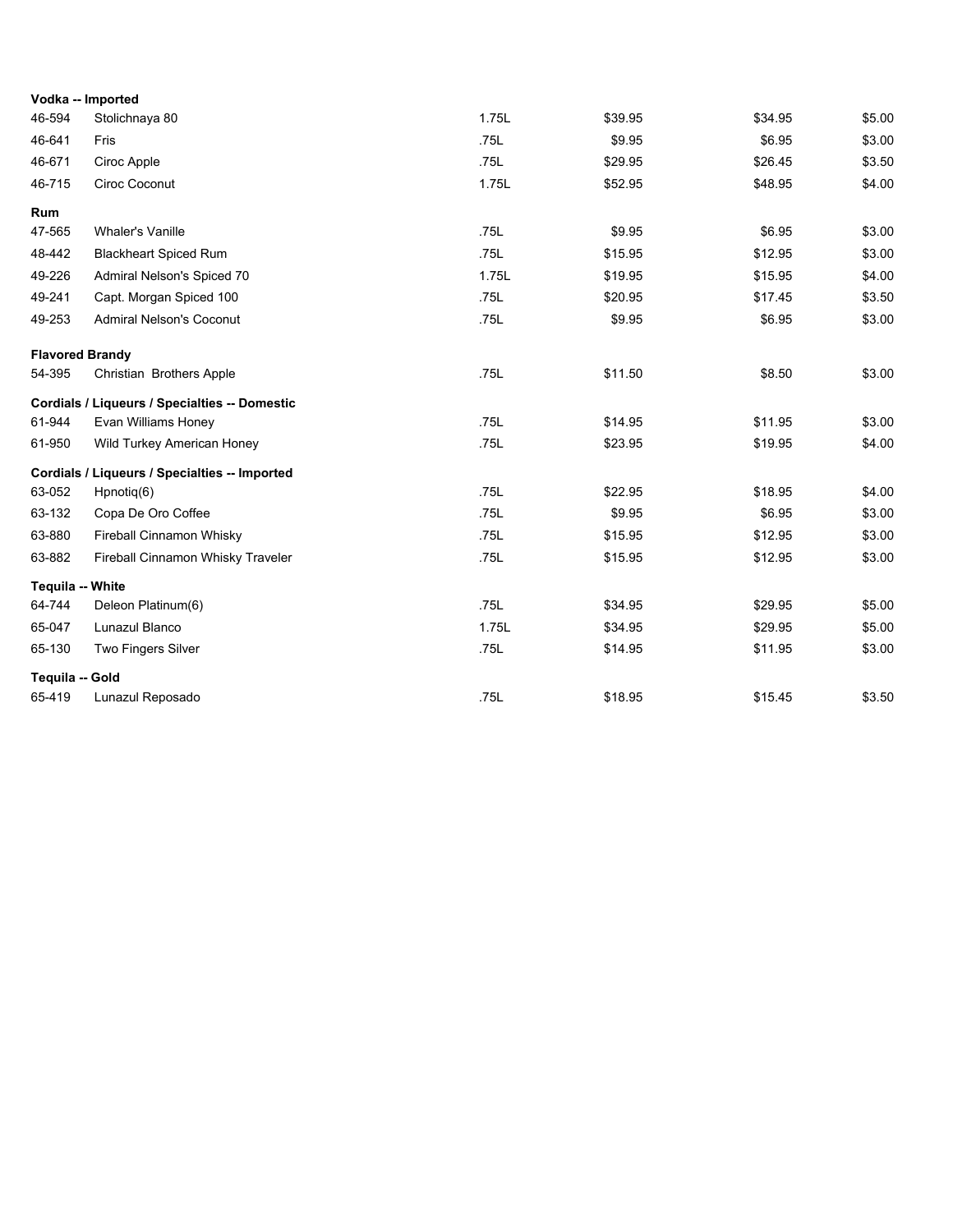| | | | | | |
|---|---|---|---|---|---|
| **Vodka -- Imported** | | | | | |
| 46-594 | Stolichnaya 80 | 1.75L | $39.95 | $34.95 | $5.00 |
| 46-641 | Fris | .75L | $9.95 | $6.95 | $3.00 |
| 46-671 | Ciroc Apple | .75L | $29.95 | $26.45 | $3.50 |
| 46-715 | Ciroc Coconut | 1.75L | $52.95 | $48.95 | $4.00 |
| **Rum** | | | | | |
| 47-565 | Whaler's Vanille | .75L | $9.95 | $6.95 | $3.00 |
| 48-442 | Blackheart Spiced Rum | .75L | $15.95 | $12.95 | $3.00 |
| 49-226 | Admiral Nelson's Spiced 70 | 1.75L | $19.95 | $15.95 | $4.00 |
| 49-241 | Capt. Morgan Spiced 100 | .75L | $20.95 | $17.45 | $3.50 |
| 49-253 | Admiral Nelson's Coconut | .75L | $9.95 | $6.95 | $3.00 |
| **Flavored Brandy** | | | | | |
| 54-395 | Christian Brothers Apple | .75L | $11.50 | $8.50 | $3.00 |
| **Cordials / Liqueurs / Specialties -- Domestic** | | | | | |
| 61-944 | Evan Williams Honey | .75L | $14.95 | $11.95 | $3.00 |
| 61-950 | Wild Turkey American Honey | .75L | $23.95 | $19.95 | $4.00 |
| **Cordials / Liqueurs / Specialties -- Imported** | | | | | |
| 63-052 | Hpnotiq(6) | .75L | $22.95 | $18.95 | $4.00 |
| 63-132 | Copa De Oro Coffee | .75L | $9.95 | $6.95 | $3.00 |
| 63-880 | Fireball Cinnamon Whisky | .75L | $15.95 | $12.95 | $3.00 |
| 63-882 | Fireball Cinnamon Whisky Traveler | .75L | $15.95 | $12.95 | $3.00 |
| **Tequila -- White** | | | | | |
| 64-744 | Deleon Platinum(6) | .75L | $34.95 | $29.95 | $5.00 |
| 65-047 | Lunazul Blanco | 1.75L | $34.95 | $29.95 | $5.00 |
| 65-130 | Two Fingers Silver | .75L | $14.95 | $11.95 | $3.00 |
| **Tequila -- Gold** | | | | | |
| 65-419 | Lunazul Reposado | .75L | $18.95 | $15.45 | $3.50 |